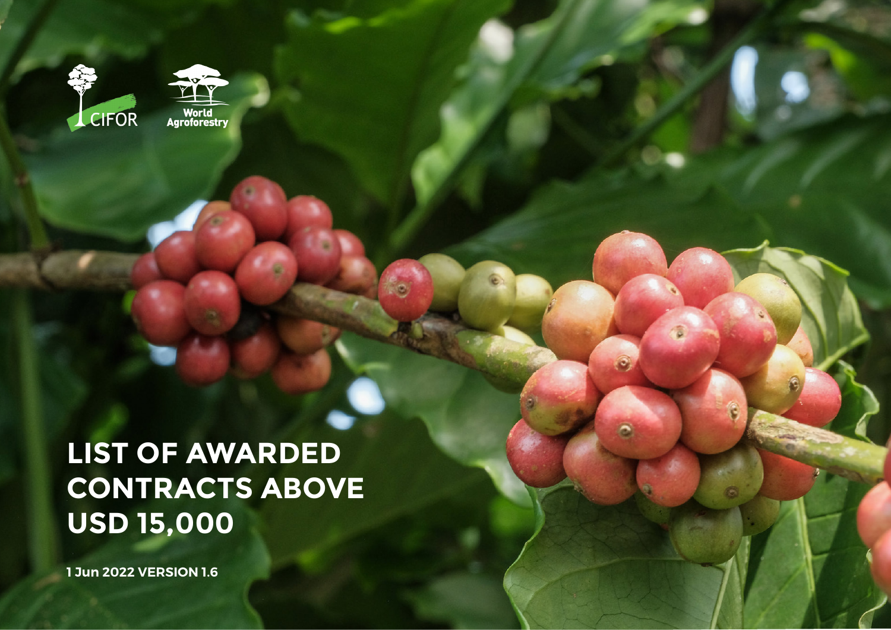CIFOR

World Agroforestry

# LIST OF AWARDED CONTRACTS ABOVE USD 15,000

**1 Jun 2022 VERSION 1.6**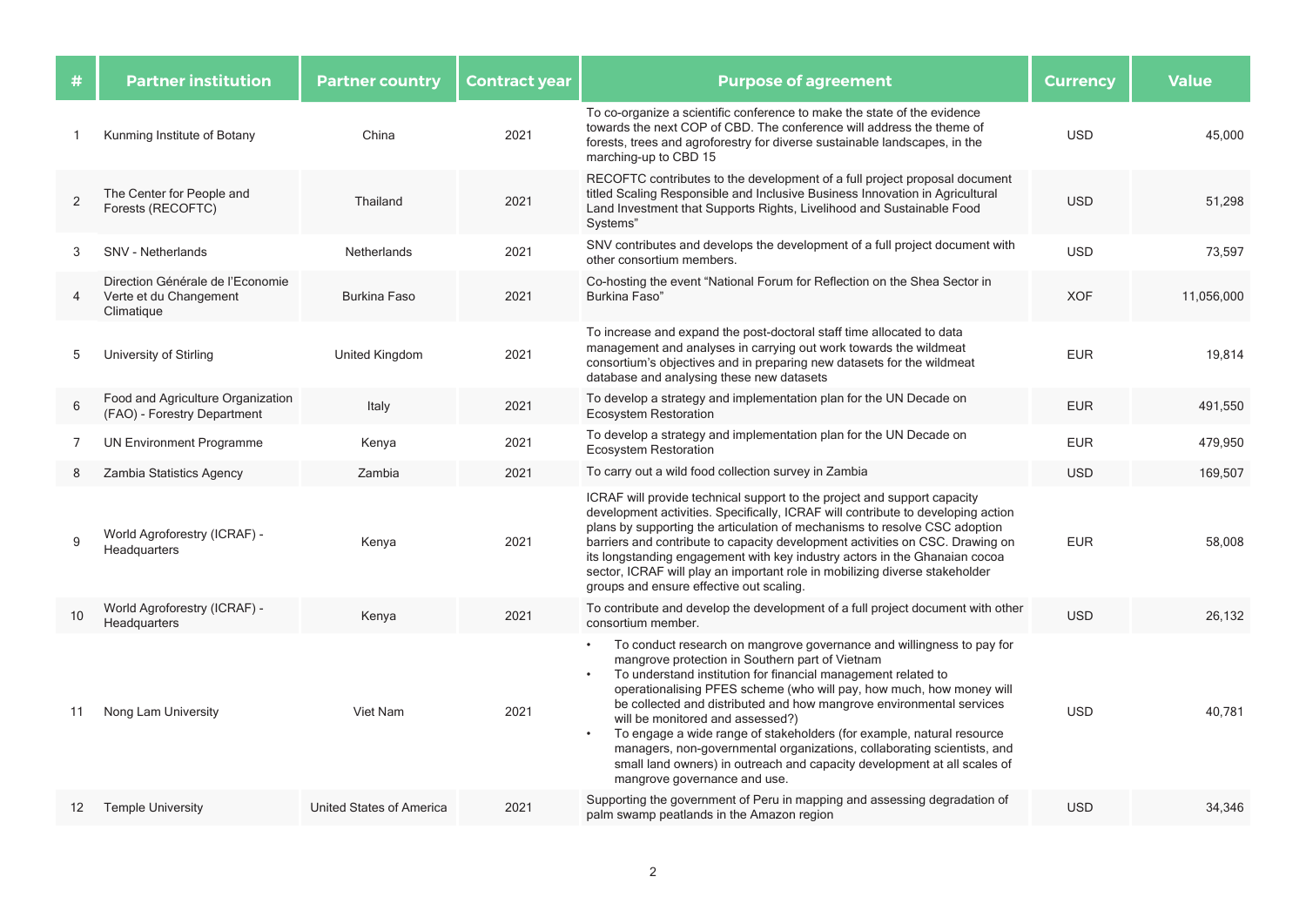| # | Partner institution | Partner country | Contract year | Purpose of agreement | Currency | Value |
|---|---|---|---|---|---|---|
| 1 | Kunming Institute of Botany | China | 2021 | To co-organize a scientific conference to make the state of the evidence towards the next COP of CBD. The conference will address the theme of forests, trees and agroforestry for diverse sustainable landscapes, in the marching-up to CBD 15 | USD | 45,000 |
| 2 | The Center for People and Forests (RECOFTC) | Thailand | 2021 | RECOFTC contributes to the development of a full project proposal document titled Scaling Responsible and Inclusive Business Innovation in Agricultural Land Investment that Supports Rights, Livelihood and Sustainable Food Systems" | USD | 51,298 |
| 3 | SNV - Netherlands | Netherlands | 2021 | SNV contributes and develops the development of a full project document with other consortium members. | USD | 73,597 |
| 4 | Direction Générale de l'Economie Verte et du Changement Climatique | Burkina Faso | 2021 | Co-hosting the event "National Forum for Reflection on the Shea Sector in Burkina Faso" | XOF | 11,056,000 |
| 5 | University of Stirling | United Kingdom | 2021 | To increase and expand the post-doctoral staff time allocated to data management and analyses in carrying out work towards the wildmeat consortium's objectives and in preparing new datasets for the wildmeat database and analysing these new datasets | EUR | 19,814 |
| 6 | Food and Agriculture Organization (FAO) - Forestry Department | Italy | 2021 | To develop a strategy and implementation plan for the UN Decade on Ecosystem Restoration | EUR | 491,550 |
| 7 | UN Environment Programme | Kenya | 2021 | To develop a strategy and implementation plan for the UN Decade on Ecosystem Restoration | EUR | 479,950 |
| 8 | Zambia Statistics Agency | Zambia | 2021 | To carry out a wild food collection survey in Zambia | USD | 169,507 |
| 9 | World Agroforestry (ICRAF) - Headquarters | Kenya | 2021 | ICRAF will provide technical support to the project and support capacity development activities. Specifically, ICRAF will contribute to developing action plans by supporting the articulation of mechanisms to resolve CSC adoption barriers and contribute to capacity development activities on CSC. Drawing on its longstanding engagement with key industry actors in the Ghanaian cocoa sector, ICRAF will play an important role in mobilizing diverse stakeholder groups and ensure effective out scaling. | EUR | 58,008 |
| 10 | World Agroforestry (ICRAF) - Headquarters | Kenya | 2021 | To contribute and develop the development of a full project document with other consortium member. | USD | 26,132 |
| 11 | Nong Lam University | Viet Nam | 2021 | • To conduct research on mangrove governance and willingness to pay for mangrove protection in Southern part of Vietnam<br>• To understand institution for financial management related to operationalising PFES scheme (who will pay, how much, how money will be collected and distributed and how mangrove environmental services will be monitored and assessed?)<br>• To engage a wide range of stakeholders (for example, natural resource managers, non-governmental organizations, collaborating scientists, and small land owners) in outreach and capacity development at all scales of mangrove governance and use. | USD | 40,781 |
| 12 | Temple University | United States of America | 2021 | Supporting the government of Peru in mapping and assessing degradation of palm swamp peatlands in the Amazon region | USD | 34,346 |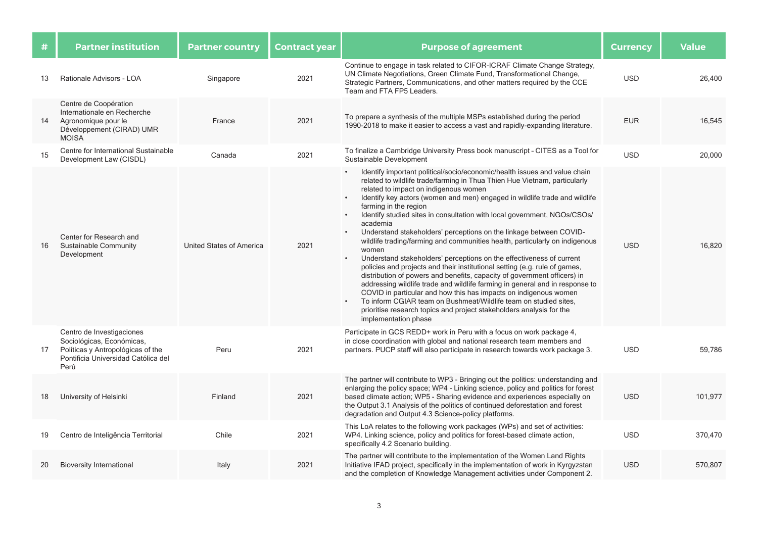| # | Partner institution | Partner country | Contract year | Purpose of agreement | Currency | Value |
|---|---|---|---|---|---|---|
| 13 | Rationale Advisors - LOA | Singapore | 2021 | Continue to engage in task related to CIFOR-ICRAF Climate Change Strategy, UN Climate Negotiations, Green Climate Fund, Transformational Change, Strategic Partners, Communications, and other matters required by the CCE Team and FTA FP5 Leaders. | USD | 26,400 |
| 14 | Centre de Coopération Internationale en Recherche Agronomique pour le Développement (CIRAD) UMR MOISA | France | 2021 | To prepare a synthesis of the multiple MSPs established during the period 1990-2018 to make it easier to access a vast and rapidly-expanding literature. | EUR | 16,545 |
| 15 | Centre for International Sustainable Development Law (CISDL) | Canada | 2021 | To finalize a Cambridge University Press book manuscript - CITES as a Tool for Sustainable Development | USD | 20,000 |
| 16 | Center for Research and Sustainable Community Development | United States of America | 2021 | • Identify important political/socio/economic/health issues and value chain related to wildlife trade/farming in Thua Thien Hue Vietnam, particularly related to impact on indigenous women<br>• Identify key actors (women and men) engaged in wildlife trade and wildlife farming in the region<br>• Identify studied sites in consultation with local government, NGOs/CSOs/academia<br>• Understand stakeholders' perceptions on the linkage between COVID-wildlife trading/farming and communities health, particularly on indigenous women<br>• Understand stakeholders' perceptions on the effectiveness of current policies and projects and their institutional setting (e.g. rule of games, distribution of powers and benefits, capacity of government officers) in addressing wildlife trade and wildlife farming in general and in response to COVID in particular and how this has impacts on indigenous women<br>• To inform CGIAR team on Bushmeat/Wildlife team on studied sites, prioritise research topics and project stakeholders analysis for the implementation phase | USD | 16,820 |
| 17 | Centro de Investigaciones Sociológicas, Económicas, Políticas y Antropológicas of the Pontificia Universidad Católica del Perú | Peru | 2021 | Participate in GCS REDD+ work in Peru with a focus on work package 4, in close coordination with global and national research team members and partners. PUCP staff will also participate in research towards work package 3. | USD | 59,786 |
| 18 | University of Helsinki | Finland | 2021 | The partner will contribute to WP3 - Bringing out the politics: understanding and enlarging the policy space; WP4 - Linking science, policy and politics for forest based climate action; WP5 - Sharing evidence and experiences especially on the Output 3.1 Analysis of the politics of continued deforestation and forest degradation and Output 4.3 Science-policy platforms. | USD | 101,977 |
| 19 | Centro de Inteligência Territorial | Chile | 2021 | This LoA relates to the following work packages (WPs) and set of activities: WP4. Linking science, policy and politics for forest-based climate action, specifically 4.2 Scenario building. | USD | 370,470 |
| 20 | Bioversity International | Italy | 2021 | The partner will contribute to the implementation of the Women Land Rights Initiative IFAD project, specifically in the implementation of work in Kyrgyzstan and the completion of Knowledge Management activities under Component 2. | USD | 570,807 |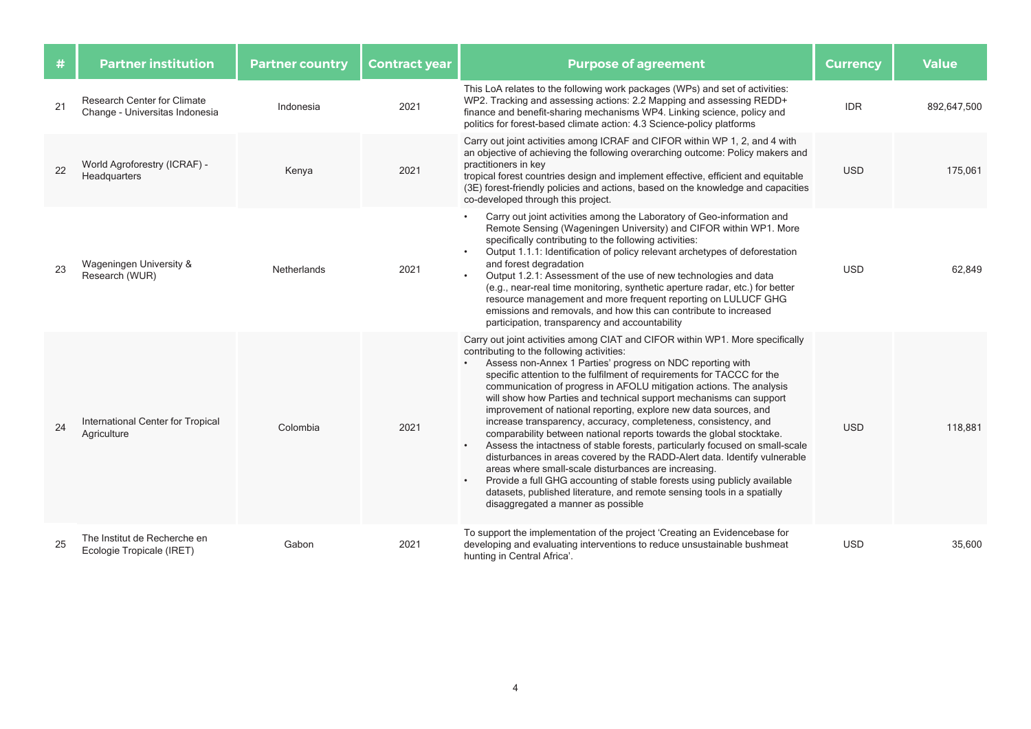| # | Partner institution | Partner country | Contract year | Purpose of agreement | Currency | Value |
|---|---|---|---|---|---|---|
| 21 | Research Center for Climate Change - Universitas Indonesia | Indonesia | 2021 | This LoA relates to the following work packages (WPs) and set of activities: WP2. Tracking and assessing actions: 2.2 Mapping and assessing REDD+ finance and benefit-sharing mechanisms WP4. Linking science, policy and politics for forest-based climate action: 4.3 Science-policy platforms | IDR | 892,647,500 |
| 22 | World Agroforestry (ICRAF) - Headquarters | Kenya | 2021 | Carry out joint activities among ICRAF and CIFOR within WP 1, 2, and 4 with an objective of achieving the following overarching outcome: Policy makers and practitioners in key tropical forest countries design and implement effective, efficient and equitable (3E) forest-friendly policies and actions, based on the knowledge and capacities co-developed through this project. | USD | 175,061 |
| 23 | Wageningen University & Research (WUR) | Netherlands | 2021 | • Carry out joint activities among the Laboratory of Geo-information and Remote Sensing (Wageningen University) and CIFOR within WP1. More specifically contributing to the following activities:<br>• Output 1.1.1: Identification of policy relevant archetypes of deforestation and forest degradation<br>• Output 1.2.1: Assessment of the use of new technologies and data (e.g., near-real time monitoring, synthetic aperture radar, etc.) for better resource management and more frequent reporting on LULUCF GHG emissions and removals, and how this can contribute to increased participation, transparency and accountability | USD | 62,849 |
| 24 | International Center for Tropical Agriculture | Colombia | 2021 | Carry out joint activities among CIAT and CIFOR within WP1. More specifically contributing to the following activities:<br>• Assess non-Annex 1 Parties' progress on NDC reporting with specific attention to the fulfilment of requirements for TACCC for the communication of progress in AFOLU mitigation actions. The analysis will show how Parties and technical support mechanisms can support improvement of national reporting, explore new data sources, and increase transparency, accuracy, completeness, consistency, and comparability between national reports towards the global stocktake.<br>• Assess the intactness of stable forests, particularly focused on small-scale disturbances in areas covered by the RADD-Alert data. Identify vulnerable areas where small-scale disturbances are increasing.<br>• Provide a full GHG accounting of stable forests using publicly available datasets, published literature, and remote sensing tools in a spatially disaggregated a manner as possible | USD | 118,881 |
| 25 | The Institut de Recherche en Ecologie Tropicale (IRET) | Gabon | 2021 | To support the implementation of the project 'Creating an Evidencebase for developing and evaluating interventions to reduce unsustainable bushmeat hunting in Central Africa'. | USD | 35,600 |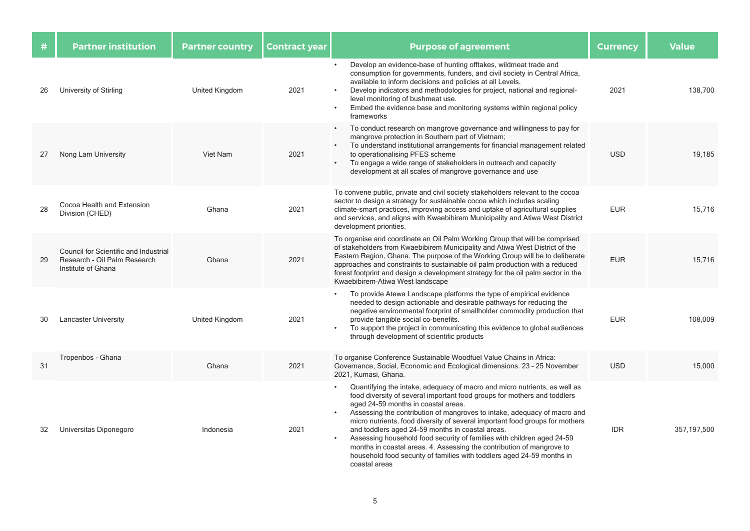| # | Partner institution | Partner country | Contract year | Purpose of agreement | Currency | Value |
|---|---|---|---|---|---|---|
| 26 | University of Stirling | United Kingdom | 2021 | • Develop an evidence-base of hunting offtakes, wildmeat trade and consumption for governments, funders, and civil society in Central Africa, available to inform decisions and policies at all Levels.<br>• Develop indicators and methodologies for project, national and regional-level monitoring of bushmeat use.<br>• Embed the evidence base and monitoring systems within regional policy frameworks | 2021 | 138,700 |
| 27 | Nong Lam University | Viet Nam | 2021 | • To conduct research on mangrove governance and willingness to pay for mangrove protection in Southern part of Vietnam;<br>• To understand institutional arrangements for financial management related to operationalising PFES scheme<br>• To engage a wide range of stakeholders in outreach and capacity development at all scales of mangrove governance and use | USD | 19,185 |
| 28 | Cocoa Health and Extension Division (CHED) | Ghana | 2021 | To convene public, private and civil society stakeholders relevant to the cocoa sector to design a strategy for sustainable cocoa which includes scaling climate-smart practices, improving access and uptake of agricultural supplies and services, and aligns with Kwaebibirem Municipality and Atiwa West District development priorities. | EUR | 15,716 |
| 29 | Council for Scientific and Industrial Research - Oil Palm Research Institute of Ghana | Ghana | 2021 | To organise and coordinate an Oil Palm Working Group that will be comprised of stakeholders from Kwaebibirem Municipality and Atiwa West District of the Eastern Region, Ghana. The purpose of the Working Group will be to deliberate approaches and constraints to sustainable oil palm production with a reduced forest footprint and design a development strategy for the oil palm sector in the Kwaebibirem-Atiwa West landscape | EUR | 15,716 |
| 30 | Lancaster University | United Kingdom | 2021 | • To provide Atewa Landscape platforms the type of empirical evidence needed to design actionable and desirable pathways for reducing the negative environmental footprint of smallholder commodity production that provide tangible social co-benefits.<br>• To support the project in communicating this evidence to global audiences through development of scientific products | EUR | 108,009 |
| 31 | Tropenbos - Ghana | Ghana | 2021 | To organise Conference Sustainable Woodfuel Value Chains in Africa: Governance, Social, Economic and Ecological dimensions. 23 - 25 November 2021, Kumasi, Ghana. | USD | 15,000 |
| 32 | Universitas Diponegoro | Indonesia | 2021 | • Quantifying the intake, adequacy of macro and micro nutrients, as well as food diversity of several important food groups for mothers and toddlers aged 24-59 months in coastal areas.<br>• Assessing the contribution of mangroves to intake, adequacy of macro and micro nutrients, food diversity of several important food groups for mothers and toddlers aged 24-59 months in coastal areas.<br>• Assessing household food security of families with children aged 24-59 months in coastal areas. 4. Assessing the contribution of mangrove to household food security of families with toddlers aged 24-59 months in coastal areas | IDR | 357,197,500 |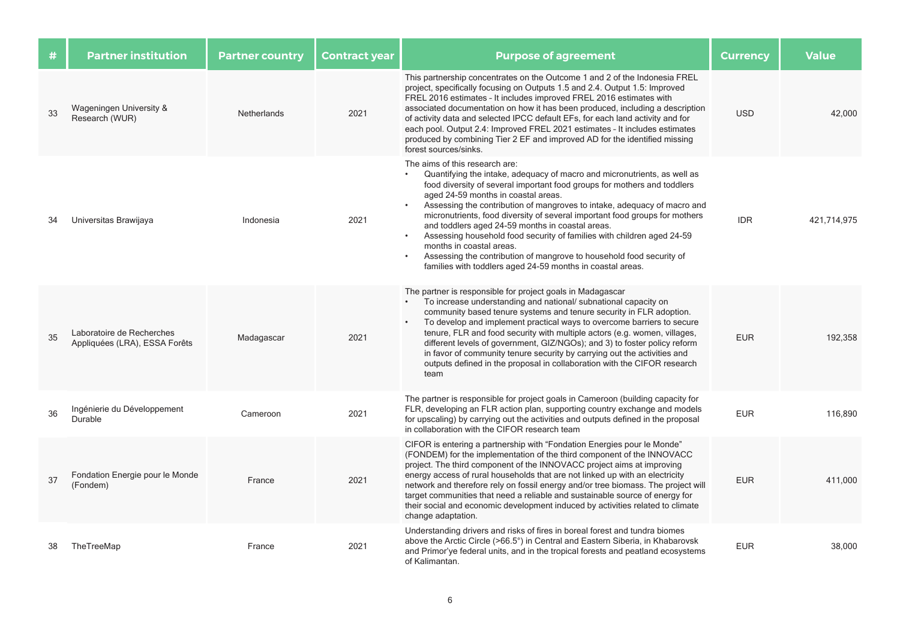| # | Partner institution | Partner country | Contract year | Purpose of agreement | Currency | Value |
|---|---|---|---|---|---|---|
| 33 | Wageningen University & Research (WUR) | Netherlands | 2021 | This partnership concentrates on the Outcome 1 and 2 of the Indonesia FREL project, specifically focusing on Outputs 1.5 and 2.4. Output 1.5: Improved FREL 2016 estimates – It includes improved FREL 2016 estimates with associated documentation on how it has been produced, including a description of activity data and selected IPCC default EFs, for each land activity and for each pool. Output 2.4: Improved FREL 2021 estimates – It includes estimates produced by combining Tier 2 EF and improved AD for the identified missing forest sources/sinks. | USD | 42,000 |
| 34 | Universitas Brawijaya | Indonesia | 2021 | The aims of this research are:<br>• Quantifying the intake, adequacy of macro and micronutrients, as well as food diversity of several important food groups for mothers and toddlers aged 24-59 months in coastal areas.<br>• Assessing the contribution of mangroves to intake, adequacy of macro and micronutrients, food diversity of several important food groups for mothers and toddlers aged 24-59 months in coastal areas.<br>• Assessing household food security of families with children aged 24-59 months in coastal areas.<br>• Assessing the contribution of mangrove to household food security of families with toddlers aged 24-59 months in coastal areas. | IDR | 421,714,975 |
| 35 | Laboratoire de Recherches Appliquées (LRA), ESSA Forêts | Madagascar | 2021 | The partner is responsible for project goals in Madagascar<br>• To increase understanding and national/ subnational capacity on community based tenure systems and tenure security in FLR adoption.<br>• To develop and implement practical ways to overcome barriers to secure tenure, FLR and food security with multiple actors (e.g. women, villages, different levels of government, GIZ/NGOs); and 3) to foster policy reform in favor of community tenure security by carrying out the activities and outputs defined in the proposal in collaboration with the CIFOR research team | EUR | 192,358 |
| 36 | Ingénierie du Développement Durable | Cameroon | 2021 | The partner is responsible for project goals in Cameroon (building capacity for FLR, developing an FLR action plan, supporting country exchange and models for upscaling) by carrying out the activities and outputs defined in the proposal in collaboration with the CIFOR research team | EUR | 116,890 |
| 37 | Fondation Energie pour le Monde (Fondem) | France | 2021 | CIFOR is entering a partnership with "Fondation Energies pour le Monde" (FONDEM) for the implementation of the third component of the INNOVACC project. The third component of the INNOVACC project aims at improving energy access of rural households that are not linked up with an electricity network and therefore rely on fossil energy and/or tree biomass. The project will target communities that need a reliable and sustainable source of energy for their social and economic development induced by activities related to climate change adaptation. | EUR | 411,000 |
| 38 | TheTreeMap | France | 2021 | Understanding drivers and risks of fires in boreal forest and tundra biomes above the Arctic Circle (>66.5°) in Central and Eastern Siberia, in Khabarovsk and Primor'ye federal units, and in the tropical forests and peatland ecosystems of Kalimantan. | EUR | 38,000 |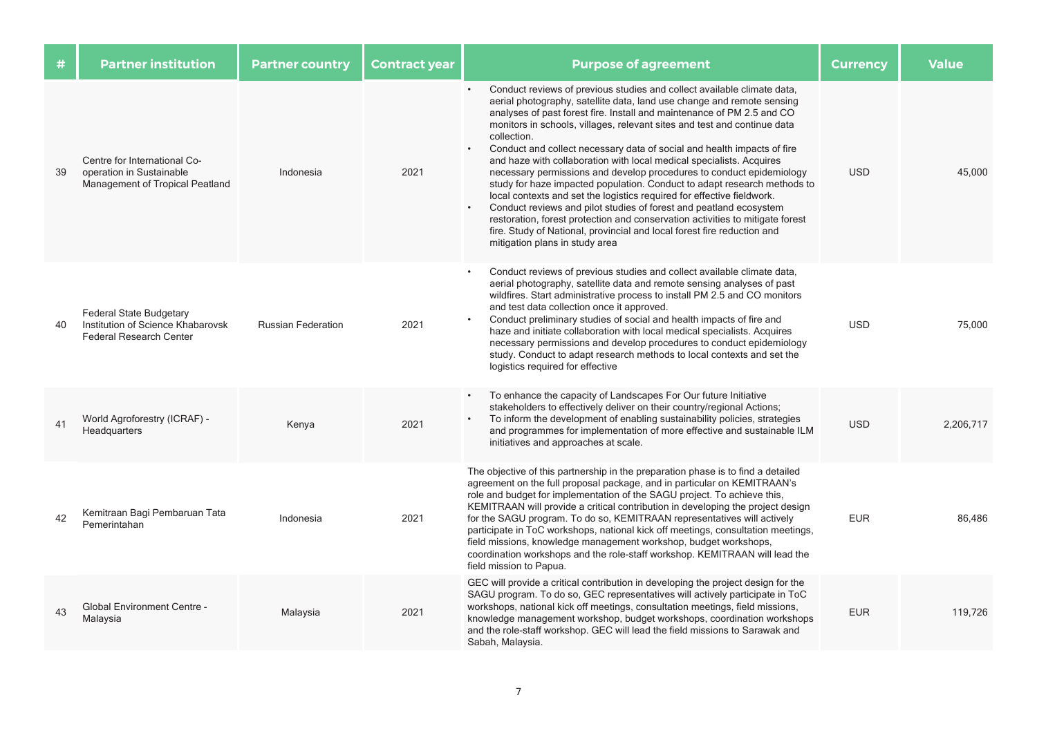| # | Partner institution | Partner country | Contract year | Purpose of agreement | Currency | Value |
|---|---|---|---|---|---|---|
| 39 | Centre for International Co-operation in Sustainable Management of Tropical Peatland | Indonesia | 2021 | • Conduct reviews of previous studies and collect available climate data, aerial photography, satellite data, land use change and remote sensing analyses of past forest fire. Install and maintenance of PM 2.5 and CO monitors in schools, villages, relevant sites and test and continue data collection.<br>• Conduct and collect necessary data of social and health impacts of fire and haze with collaboration with local medical specialists. Acquires necessary permissions and develop procedures to conduct epidemiology study for haze impacted population. Conduct to adapt research methods to local contexts and set the logistics required for effective fieldwork.<br>• Conduct reviews and pilot studies of forest and peatland ecosystem restoration, forest protection and conservation activities to mitigate forest fire. Study of National, provincial and local forest fire reduction and mitigation plans in study area | USD | 45,000 |
| 40 | Federal State Budgetary Institution of Science Khabarovsk Federal Research Center | Russian Federation | 2021 | • Conduct reviews of previous studies and collect available climate data, aerial photography, satellite data and remote sensing analyses of past wildfires. Start administrative process to install PM 2.5 and CO monitors and test data collection once it approved.<br>• Conduct preliminary studies of social and health impacts of fire and haze and initiate collaboration with local medical specialists. Acquires necessary permissions and develop procedures to conduct epidemiology study. Conduct to adapt research methods to local contexts and set the logistics required for effective | USD | 75,000 |
| 41 | World Agroforestry (ICRAF) - Headquarters | Kenya | 2021 | • To enhance the capacity of Landscapes For Our future Initiative stakeholders to effectively deliver on their country/regional Actions;<br>• To inform the development of enabling sustainability policies, strategies and programmes for implementation of more effective and sustainable ILM initiatives and approaches at scale. | USD | 2,206,717 |
| 42 | Kemitraan Bagi Pembaruan Tata Pemerintahan | Indonesia | 2021 | The objective of this partnership in the preparation phase is to find a detailed agreement on the full proposal package, and in particular on KEMITRAAN's role and budget for implementation of the SAGU project. To achieve this, KEMITRAAN will provide a critical contribution in developing the project design for the SAGU program. To do so, KEMITRAAN representatives will actively participate in ToC workshops, national kick off meetings, consultation meetings, field missions, knowledge management workshop, budget workshops, coordination workshops and the role-staff workshop. KEMITRAAN will lead the field mission to Papua. | EUR | 86,486 |
| 43 | Global Environment Centre - Malaysia | Malaysia | 2021 | GEC will provide a critical contribution in developing the project design for the SAGU program. To do so, GEC representatives will actively participate in ToC workshops, national kick off meetings, consultation meetings, field missions, knowledge management workshop, budget workshops, coordination workshops and the role-staff workshop. GEC will lead the field missions to Sarawak and Sabah, Malaysia. | EUR | 119,726 |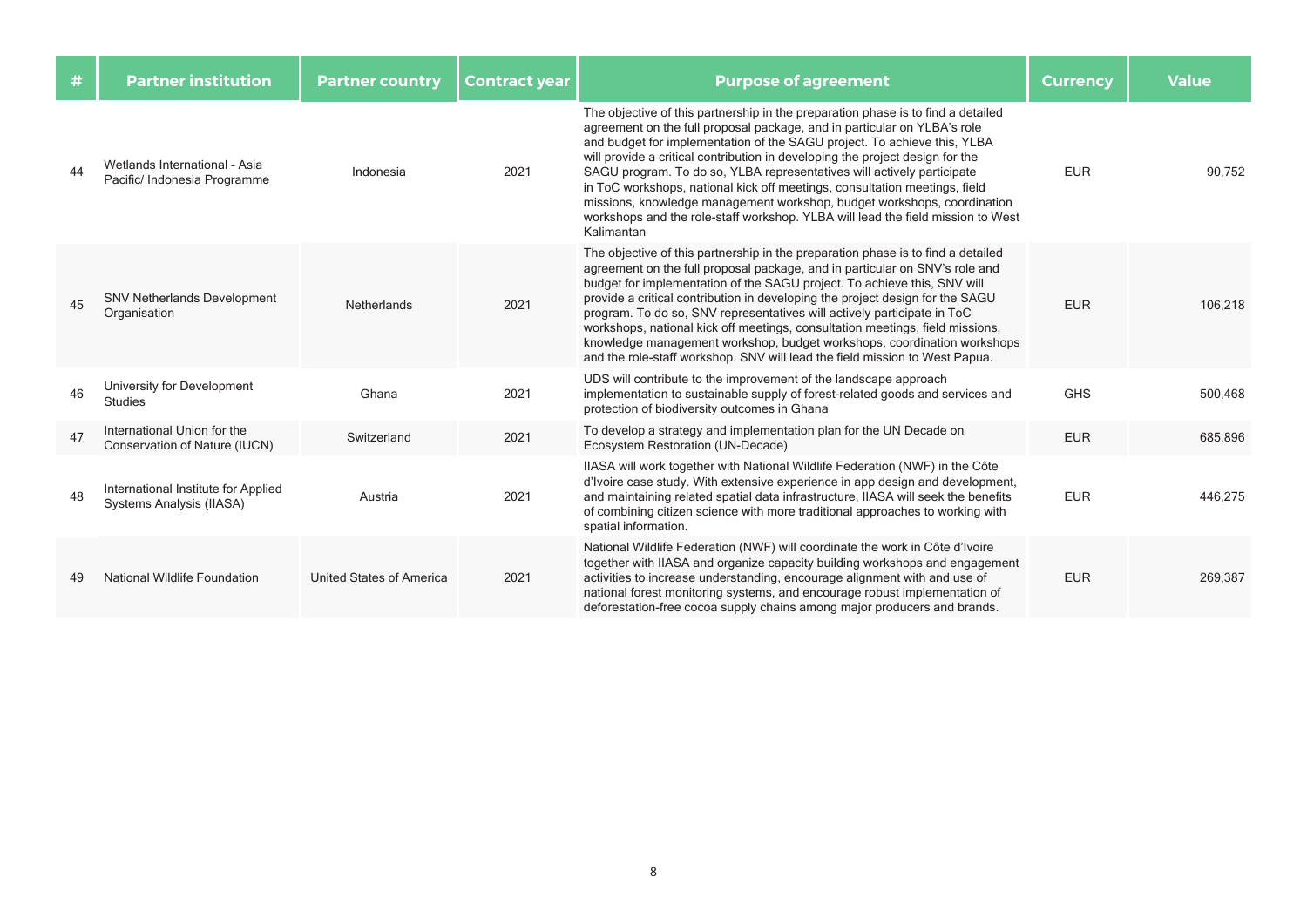| # | Partner institution | Partner country | Contract year | Purpose of agreement | Currency | Value |
|---|---|---|---|---|---|---|
| 44 | Wetlands International - Asia Pacific/ Indonesia Programme | Indonesia | 2021 | The objective of this partnership in the preparation phase is to find a detailed agreement on the full proposal package, and in particular on YLBA's role and budget for implementation of the SAGU project. To achieve this, YLBA will provide a critical contribution in developing the project design for the SAGU program. To do so, YLBA representatives will actively participate in ToC workshops, national kick off meetings, consultation meetings, field missions, knowledge management workshop, budget workshops, coordination workshops and the role-staff workshop. YLBA will lead the field mission to West Kalimantan | EUR | 90,752 |
| 45 | SNV Netherlands Development Organisation | Netherlands | 2021 | The objective of this partnership in the preparation phase is to find a detailed agreement on the full proposal package, and in particular on SNV's role and budget for implementation of the SAGU project. To achieve this, SNV will provide a critical contribution in developing the project design for the SAGU program. To do so, SNV representatives will actively participate in ToC workshops, national kick off meetings, consultation meetings, field missions, knowledge management workshop, budget workshops, coordination workshops and the role-staff workshop. SNV will lead the field mission to West Papua. | EUR | 106,218 |
| 46 | University for Development Studies | Ghana | 2021 | UDS will contribute to the improvement of the landscape approach implementation to sustainable supply of forest-related goods and services and protection of biodiversity outcomes in Ghana | GHS | 500,468 |
| 47 | International Union for the Conservation of Nature (IUCN) | Switzerland | 2021 | To develop a strategy and implementation plan for the UN Decade on Ecosystem Restoration (UN-Decade) | EUR | 685,896 |
| 48 | International Institute for Applied Systems Analysis (IIASA) | Austria | 2021 | IIASA will work together with National Wildlife Federation (NWF) in the Côte d'Ivoire case study. With extensive experience in app design and development, and maintaining related spatial data infrastructure, IIASA will seek the benefits of combining citizen science with more traditional approaches to working with spatial information. | EUR | 446,275 |
| 49 | National Wildlife Foundation | United States of America | 2021 | National Wildlife Federation (NWF) will coordinate the work in Côte d'Ivoire together with IIASA and organize capacity building workshops and engagement activities to increase understanding, encourage alignment with and use of national forest monitoring systems, and encourage robust implementation of deforestation-free cocoa supply chains among major producers and brands. | EUR | 269,387 |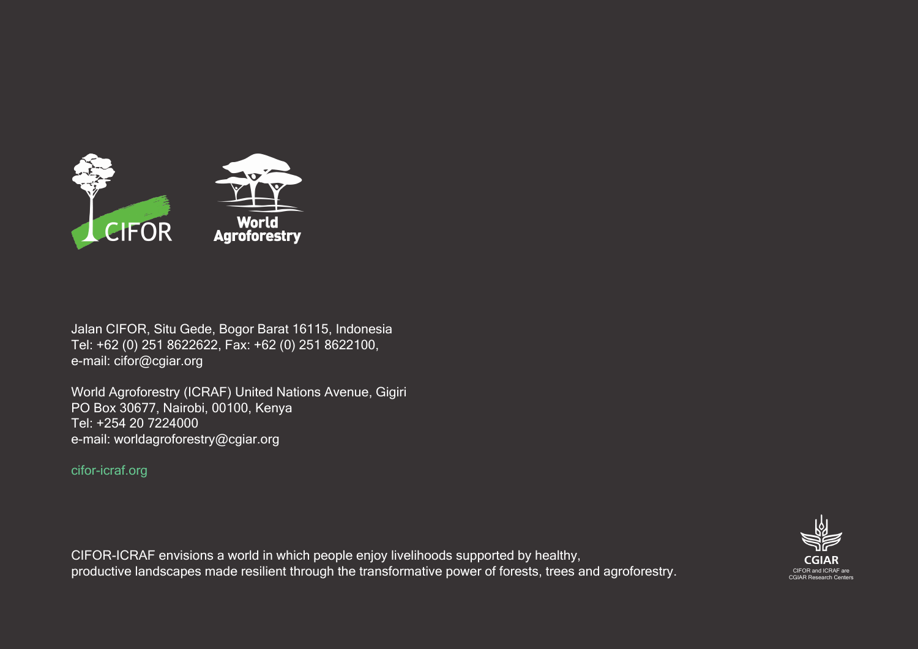CIFOR

World Agroforestry

Jalan CIFOR, Situ Gede, Bogor Barat 16115, Indonesia
Tel: +62 (0) 251 8622622, Fax: +62 (0) 251 8622100,
e-mail: cifor@cgiar.org

World Agroforestry (ICRAF) United Nations Avenue, Gigiri
PO Box 30677, Nairobi, 00100, Kenya
Tel: +254 20 7224000
e-mail: worldagroforestry@cgiar.org

cifor-icraf.org

CIFOR-ICRAF envisions a world in which people enjoy livelihoods supported by healthy, productive landscapes made resilient through the transformative power of forests, trees and agroforestry.

CGIAR
CIFOR and ICRAF are CGIAR Research Centers